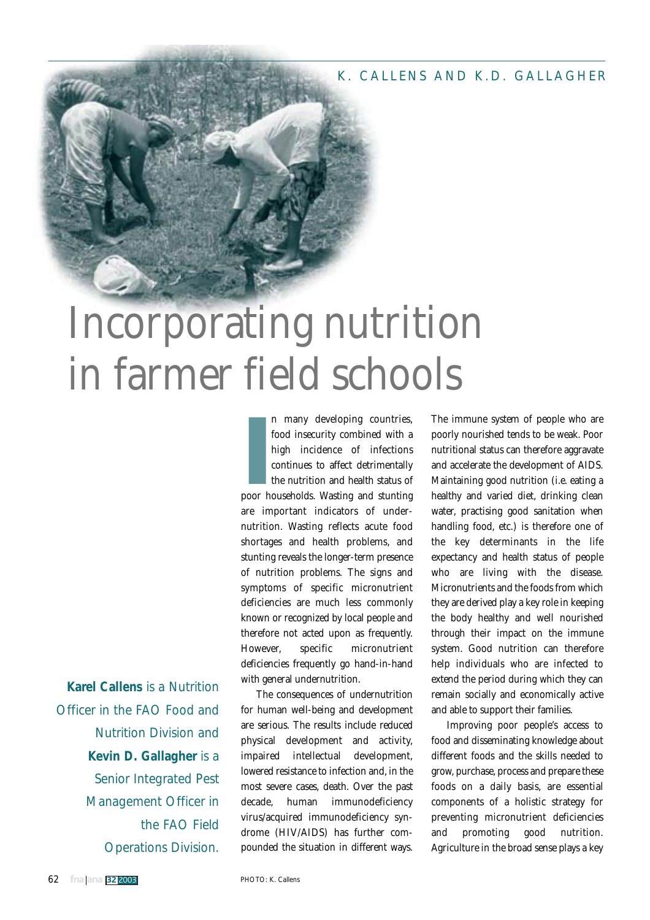K. CALLENS AND K.D. GALLAGHER

# Incorporating nutrition in farmer field schools

**Karel Callens** is a Nutrition Officer in the FAO Food and Nutrition Division and **Kevin D. Gallagher** is a Senior Integrated Pest Management Officer in the FAO Field Operations Division.

In many developing countries, food insecurity combined with a high incidence of infections continues to affect detrimentally the nutrition and health status of poor households. Wasting and stunting are important indicators of undernutrition. Wasting reflects acute food shortages and health problems, and stunting reveals the longer-term presence of nutrition problems. The signs and symptoms of specific micronutrient deficiencies are much less commonly known or recognized by local people and therefore not acted upon as frequently. However, specific micronutrient deficiencies frequently go hand-in-hand with general undernutrition.

The consequences of undernutrition for human well-being and development are serious. The results include reduced physical development and activity, impaired intellectual development, lowered resistance to infection and, in the most severe cases, death. Over the past decade, human immunodeficiency virus/acquired immunodeficiency syndrome (HIV/AIDS) has further compounded the situation in different ways. The immune system of people who are poorly nourished tends to be weak. Poor nutritional status can therefore aggravate and accelerate the development of AIDS. Maintaining good nutrition (i.e. eating a healthy and varied diet, drinking clean water, practising good sanitation when handling food, etc.) is therefore one of the key determinants in the life expectancy and health status of people who are living with the disease. Micronutrients and the foods from which they are derived play a key role in keeping the body healthy and well nourished through their impact on the immune system. Good nutrition can therefore help individuals who are infected to extend the period during which they can remain socially and economically active and able to support their families.

Improving poor people's access to food and disseminating knowledge about different foods and the skills needed to grow, purchase, process and prepare these foods on a daily basis, are essential components of a holistic strategy for preventing micronutrient deficiencies and promoting good nutrition. Agriculture in the broad sense plays a key

PHOTO: K. Callens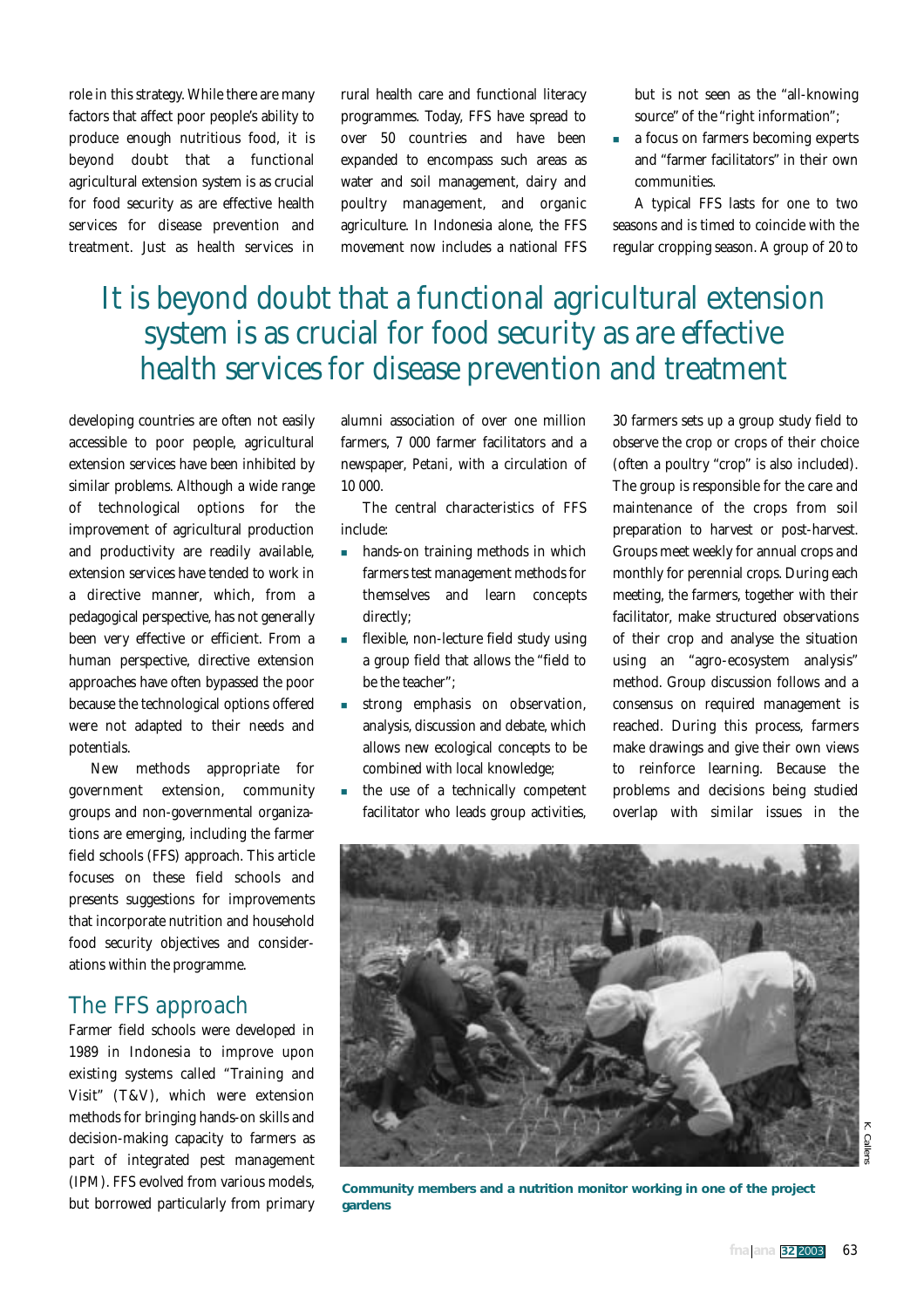role in this strategy. While there are many factors that affect poor people's ability to produce enough nutritious food, it is beyond doubt that a functional agricultural extension system is as crucial for food security as are effective health services for disease prevention and treatment. Just as health services in developing countries are often not easily accessible to poor people, agricultural extension services have been inhibited by similar problems. Although a wide range of technological options for the improvement of agricultural production and productivity are readily available, extension services have tended to work in a directive manner, which, from a pedagogical perspective, has not generally been very effective or efficient. From a human perspective, directive extension approaches have often bypassed the poor because the technological options offered were not adapted to their needs and potentials.

New methods appropriate for government extension, community groups and non-governmental organizations are emerging, including the farmer field schools (FFS) approach. This article focuses on these field schools and presents suggestions for improvements that incorporate nutrition and household food security objectives and considerations within the programme.

> It is beyond doubt that a functional agricultural extension system is as crucial for food security as are effective health services for disease prevention and treatment

## The FFS approach

Farmer field schools were developed in 1989 in Indonesia to improve upon existing systems called "Training and Visit" (T&V), which were extension methods for bringing hands-on skills and decision-making capacity to farmers as part of integrated pest management (IPM). FFS evolved from various models, but borrowed particularly from primary rural health care and functional literacy programmes. Today, FFS have spread to over 50 countries and have been expanded to encompass such areas as water and soil management, dairy and poultry management, and organic agriculture. In Indonesia alone, the FFS movement now includes a national FFS alumni association of over one million farmers, 7 000 farmer facilitators and a newspaper, *Petani*, with a circulation of 10 000.

The central characteristics of FFS include:

- hands-on training methods in which farmers test management methods for themselves and learn concepts directly;
- flexible, non-lecture field study using a group field that allows the "field to be the teacher";
- strong emphasis on observation, analysis, discussion and debate, which allows new ecological concepts to be combined with local knowledge;
- the use of a technically competent facilitator who leads group activities, but is not seen as the "all-knowing source" of the "right information";
- a focus on farmers becoming experts and "farmer facilitators" in their own communities.

A typical FFS lasts for one to two seasons and is timed to coincide with the regular cropping season. A group of 20 to 30 farmers sets up a group study field to observe the crop or crops of their choice (often a poultry "crop" is also included). The group is responsible for the care and maintenance of the crops from soil preparation to harvest or post-harvest. Groups meet weekly for annual crops and monthly for perennial crops. During each meeting, the farmers, together with their facilitator, make structured observations of their crop and analyse the situation using an "agro-ecosystem analysis" method. Group discussion follows and a consensus on required management is reached. During this process, farmers make drawings and give their own views to reinforce learning. Because the problems and decisions being studied overlap with similar issues in the

K. Callens

**Community members and a nutrition monitor working in one of the project gardens**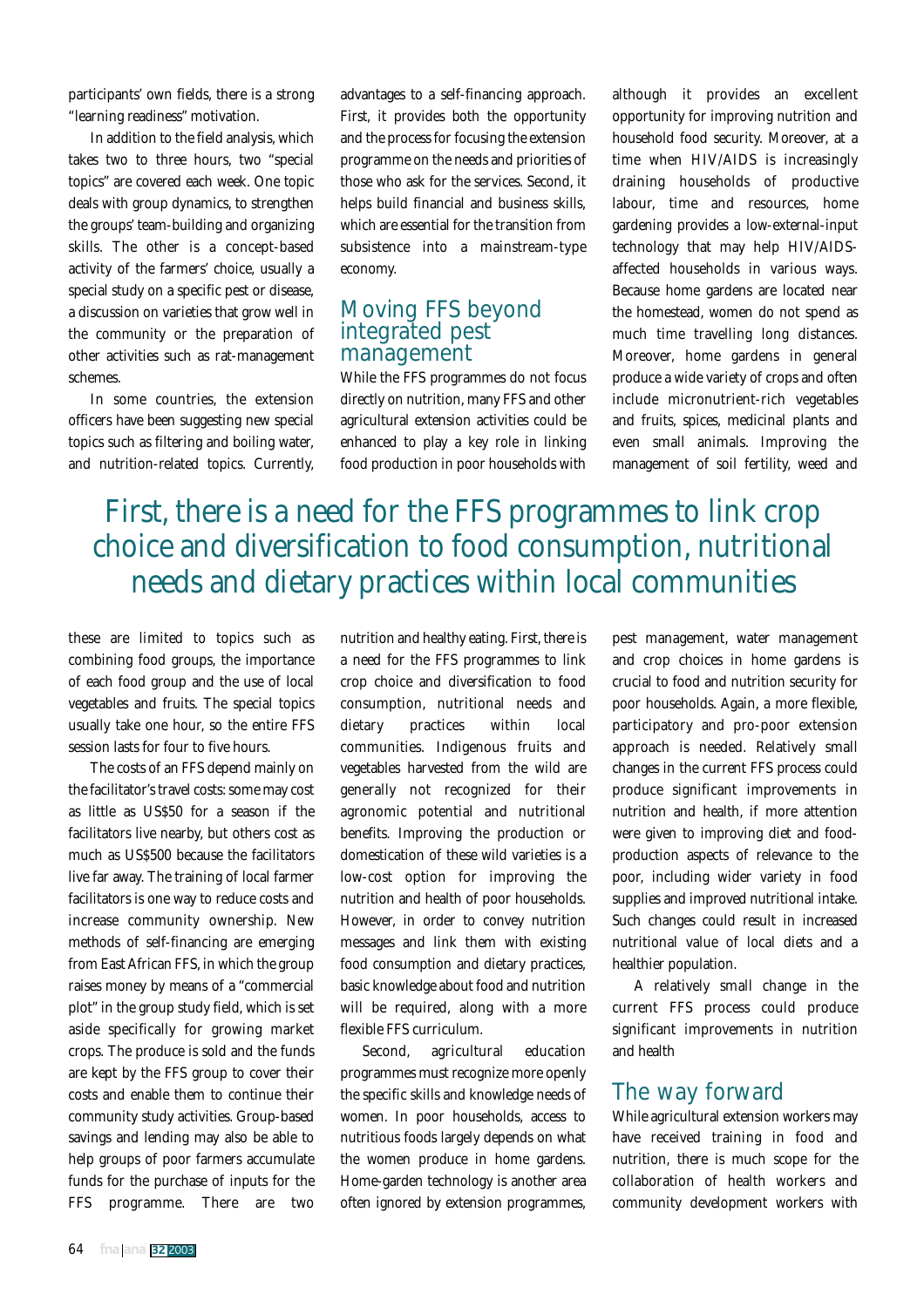participants' own fields, there is a strong "learning readiness" motivation.

In addition to the field analysis, which takes two to three hours, two "special topics" are covered each week. One topic deals with group dynamics, to strengthen the groups' team-building and organizing skills. The other is a concept-based activity of the farmers' choice, usually a special study on a specific pest or disease, a discussion on varieties that grow well in the community or the preparation of other activities such as rat-management schemes.

In some countries, the extension officers have been suggesting new special topics such as filtering and boiling water, and nutrition-related topics. Currently, these are limited to topics such as combining food groups, the importance of each food group and the use of local vegetables and fruits. The special topics usually take one hour, so the entire FFS session lasts for four to five hours.

The costs of an FFS depend mainly on the facilitator's travel costs: some may cost as little as US$50 for a season if the facilitators live nearby, but others cost as much as US$500 because the facilitators live far away. The training of local farmer facilitators is one way to reduce costs and increase community ownership. New methods of self-financing are emerging from East African FFS, in which the group raises money by means of a "commercial plot" in the group study field, which is set aside specifically for growing market crops. The produce is sold and the funds are kept by the FFS group to cover their costs and enable them to continue their community study activities. Group-based savings and lending may also be able to help groups of poor farmers accumulate funds for the purchase of inputs for the FFS programme. There are two advantages to a self-financing approach. First, it provides both the opportunity and the process for focusing the extension programme on the needs and priorities of those who ask for the services. Second, it helps build financial and business skills, which are essential for the transition from subsistence into a mainstream-type economy.

## Moving FFS beyond integrated pest management

While the FFS programmes do not focus directly on nutrition, many FFS and other agricultural extension activities could be enhanced to play a key role in linking food production in poor households with nutrition and healthy eating. First, there is a need for the FFS programmes to link crop choice and diversification to food consumption, nutritional needs and dietary practices within local communities. Indigenous fruits and vegetables harvested from the wild are generally not recognized for their agronomic potential and nutritional benefits. Improving the production or domestication of these wild varieties is a low-cost option for improving the nutrition and health of poor households. However, in order to convey nutrition messages and link them with existing food consumption and dietary practices, basic knowledge about food and nutrition will be required, along with a more flexible FFS curriculum.

> First, there is a need for the FFS programmes to link crop choice and diversification to food consumption, nutritional needs and dietary practices within local communities

Second, agricultural education programmes must recognize more openly the specific skills and knowledge needs of women. In poor households, access to nutritious foods largely depends on what the women produce in home gardens. Home-garden technology is another area often ignored by extension programmes, although it provides an excellent opportunity for improving nutrition and household food security. Moreover, at a time when HIV/AIDS is increasingly draining households of productive labour, time and resources, home gardening provides a low-external-input technology that may help HIV/AIDS-affected households in various ways. Because home gardens are located near the homestead, women do not spend as much time travelling long distances. Moreover, home gardens in general produce a wide variety of crops and often include micronutrient-rich vegetables and fruits, spices, medicinal plants and even small animals. Improving the management of soil fertility, weed and pest management, water management and crop choices in home gardens is crucial to food and nutrition security for poor households. Again, a more flexible, participatory and pro-poor extension approach is needed. Relatively small changes in the current FFS process could produce significant improvements in nutrition and health, if more attention were given to improving diet and food-production aspects of relevance to the poor, including wider variety in food supplies and improved nutritional intake. Such changes could result in increased nutritional value of local diets and a healthier population.

> A relatively small change in the current FFS process could produce significant improvements in nutrition and health

## The way forward

While agricultural extension workers may have received training in food and nutrition, there is much scope for the collaboration of health workers and community development workers with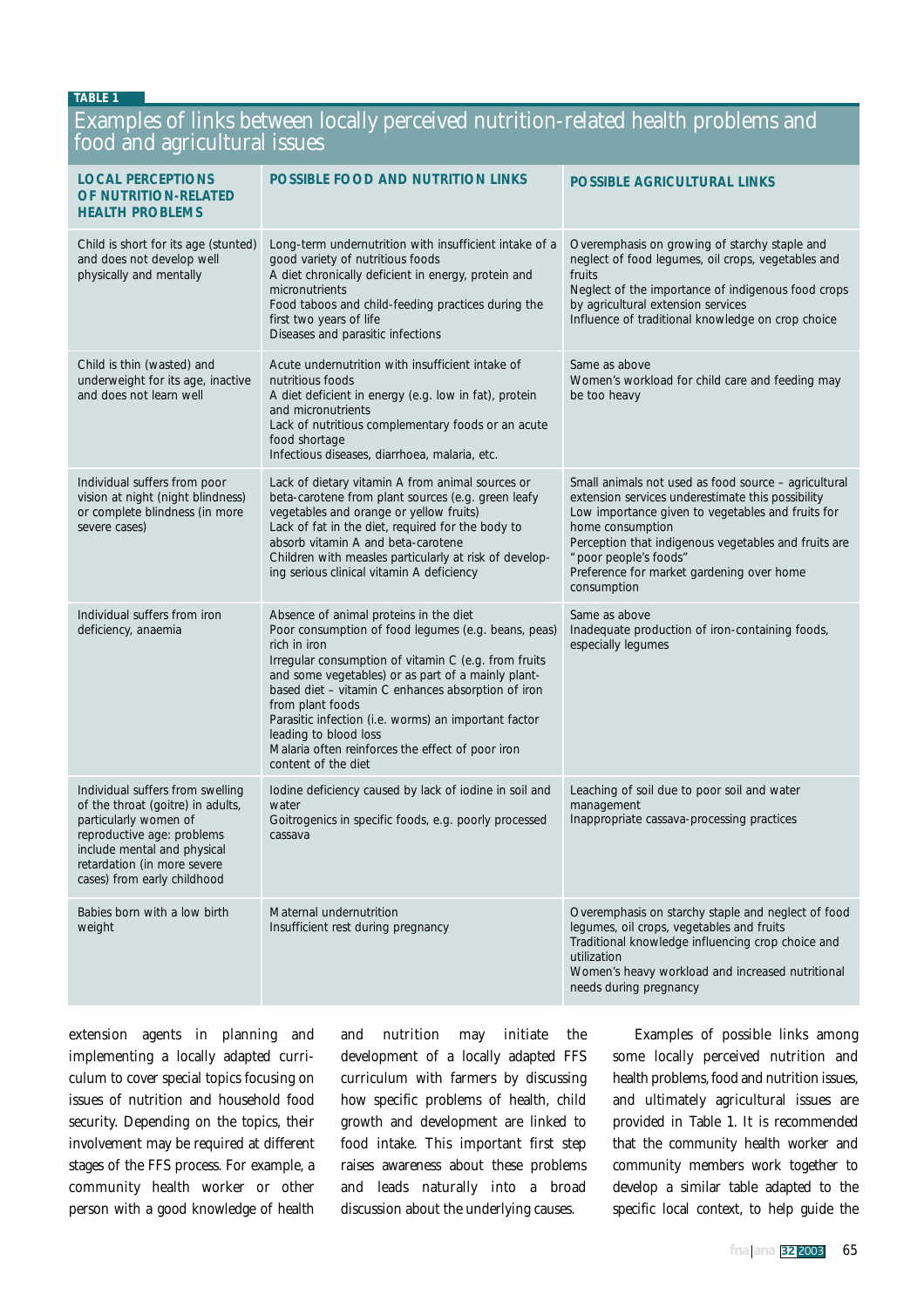**TABLE 1**

## Examples of links between locally perceived nutrition-related health problems and food and agricultural issues

| LOCAL PERCEPTIONS OF NUTRITION-RELATED HEALTH PROBLEMS | POSSIBLE FOOD AND NUTRITION LINKS | POSSIBLE AGRICULTURAL LINKS |
|---|---|---|
| Child is short for its age (stunted) and does not develop well physically and mentally | Long-term undernutrition with insufficient intake of a good variety of nutritious foods<br>A diet chronically deficient in energy, protein and micronutrients<br>Food taboos and child-feeding practices during the first two years of life<br>Diseases and parasitic infections | Overemphasis on growing of starchy staple and neglect of food legumes, oil crops, vegetables and fruits<br>Neglect of the importance of indigenous food crops by agricultural extension services<br>Influence of traditional knowledge on crop choice |
| Child is thin (wasted) and underweight for its age, inactive and does not learn well | Acute undernutrition with insufficient intake of nutritious foods<br>A diet deficient in energy (e.g. low in fat), protein and micronutrients<br>Lack of nutritious complementary foods or an acute food shortage<br>Infectious diseases, diarrhoea, malaria, etc. | Same as above<br>Women's workload for child care and feeding may be too heavy |
| Individual suffers from poor vision at night (night blindness) or complete blindness (in more severe cases) | Lack of dietary vitamin A from animal sources or beta-carotene from plant sources (e.g. green leafy vegetables and orange or yellow fruits)<br>Lack of fat in the diet, required for the body to absorb vitamin A and beta-carotene<br>Children with measles particularly at risk of developing serious clinical vitamin A deficiency | Small animals not used as food source – agricultural extension services underestimate this possibility<br>Low importance given to vegetables and fruits for home consumption<br>Perception that indigenous vegetables and fruits are "poor people's foods"<br>Preference for market gardening over home consumption |
| Individual suffers from iron deficiency, anaemia | Absence of animal proteins in the diet<br>Poor consumption of food legumes (e.g. beans, peas) rich in iron<br>Irregular consumption of vitamin C (e.g. from fruits and some vegetables) or as part of a mainly plant-based diet – vitamin C enhances absorption of iron from plant foods<br>Parasitic infection (i.e. worms) an important factor leading to blood loss<br>Malaria often reinforces the effect of poor iron content of the diet | Same as above<br>Inadequate production of iron-containing foods, especially legumes |
| Individual suffers from swelling of the throat (goitre) in adults, particularly women of reproductive age: problems include mental and physical retardation (in more severe cases) from early childhood | Iodine deficiency caused by lack of iodine in soil and water<br>Goitrogenics in specific foods, e.g. poorly processed cassava | Leaching of soil due to poor soil and water management<br>Inappropriate cassava-processing practices |
| Babies born with a low birth weight | Maternal undernutrition<br>Insufficient rest during pregnancy | Overemphasis on starchy staple and neglect of food legumes, oil crops, vegetables and fruits<br>Traditional knowledge influencing crop choice and utilization<br>Women's heavy workload and increased nutritional needs during pregnancy |

extension agents in planning and implementing a locally adapted curriculum to cover special topics focusing on issues of nutrition and household food security. Depending on the topics, their involvement may be required at different stages of the FFS process. For example, a community health worker or other person with a good knowledge of health and nutrition may initiate the development of a locally adapted FFS curriculum with farmers by discussing how specific problems of health, child growth and development are linked to food intake. This important first step raises awareness about these problems and leads naturally into a broad discussion about the underlying causes.

Examples of possible links among some locally perceived nutrition and health problems, food and nutrition issues, and ultimately agricultural issues are provided in Table 1. It is recommended that the community health worker and community members work together to develop a similar table adapted to the specific local context, to help guide the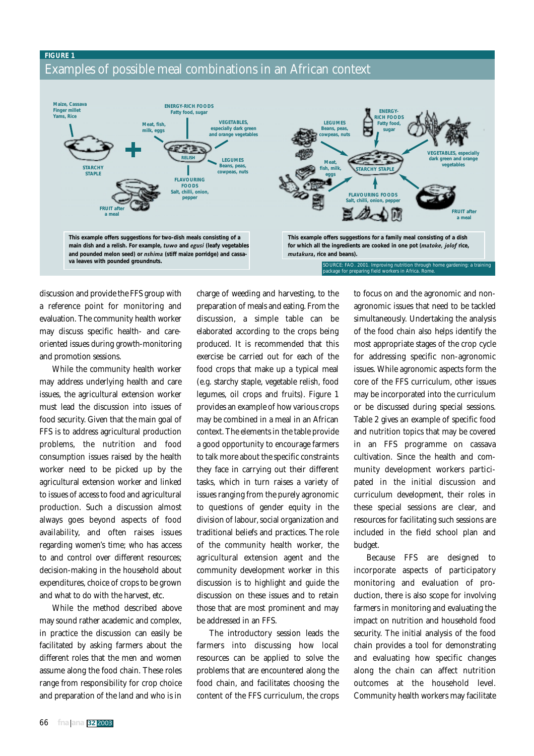**FIGURE 1**

## Examples of possible meal combinations in an African context

Maize, Cassava
Finger millet
Yams, Rice

STARCHY STAPLE

ENERGY-RICH FOODS
Fatty food, sugar

Meat, fish, milk, eggs

VEGETABLES, especially dark green and orange vegetables

RELISH

LEGUMES
Beans, peas, cowpeas, nuts

FLAVOURING FOODS
Salt, chilli, onion, pepper

FRUIT after a meal

**This example offers suggestions for two-dish meals consisting of a main dish and a relish. For example, *tuwo* and *egusi* (leafy vegetables and pounded melon seed) or *nshima* (stiff maize porridge) and cassava leaves with pounded groundnuts.**

LEGUMES
Beans, peas, cowpeas, nuts

ENERGY-RICH FOODS
Fatty food, sugar

VEGETABLES, especially dark green and orange vegetables

Meat, fish, milk, eggs

STARCHY STAPLE

FLAVOURING FOODS
Salt, chilli, onion, pepper

FRUIT after a meal

**This example offers suggestions for a family meal consisting of a dish for which all the ingredients are cooked in one pot (*matoke*, *jolof* rice, *mutakura*, rice and beans).**

SOURCE: FAO. 2001. Improving nutrition through home gardening: a training package for preparing field workers in Africa. Rome.

discussion and provide the FFS group with a reference point for monitoring and evaluation. The community health worker may discuss specific health- and care-oriented issues during growth-monitoring and promotion sessions.

While the community health worker may address underlying health and care issues, the agricultural extension worker must lead the discussion into issues of food security. Given that the main goal of FFS is to address agricultural production problems, the nutrition and food consumption issues raised by the health worker need to be picked up by the agricultural extension worker and linked to issues of access to food and agricultural production. Such a discussion almost always goes beyond aspects of food availability, and often raises issues regarding women's time; who has access to and control over different resources; decision-making in the household about expenditures, choice of crops to be grown and what to do with the harvest, etc.

While the method described above may sound rather academic and complex, in practice the discussion can easily be facilitated by asking farmers about the different roles that the men and women assume along the food chain. These roles range from responsibility for crop choice and preparation of the land and who is in charge of weeding and harvesting, to the preparation of meals and eating. From the discussion, a simple table can be elaborated according to the crops being produced. It is recommended that this exercise be carried out for each of the food crops that make up a typical meal (e.g. starchy staple, vegetable relish, food legumes, oil crops and fruits). Figure 1 provides an example of how various crops may be combined in a meal in an African context. The elements in the table provide a good opportunity to encourage farmers to talk more about the specific constraints they face in carrying out their different tasks, which in turn raises a variety of issues ranging from the purely agronomic to questions of gender equity in the division of labour, social organization and traditional beliefs and practices. The role of the community health worker, the agricultural extension agent and the community development worker in this discussion is to highlight and guide the discussion on these issues and to retain those that are most prominent and may be addressed in an FFS.

The introductory session leads the farmers into discussing how local resources can be applied to solve the problems that are encountered along the food chain, and facilitates choosing the content of the FFS curriculum, the crops to focus on and the agronomic and non-agronomic issues that need to be tackled simultaneously. Undertaking the analysis of the food chain also helps identify the most appropriate stages of the crop cycle for addressing specific non-agronomic issues. While agronomic aspects form the core of the FFS curriculum, other issues may be incorporated into the curriculum or be discussed during special sessions. Table 2 gives an example of specific food and nutrition topics that may be covered in an FFS programme on cassava cultivation. Since the health and community development workers participated in the initial discussion and curriculum development, their roles in these special sessions are clear, and resources for facilitating such sessions are included in the field school plan and budget.

Because FFS are designed to incorporate aspects of participatory monitoring and evaluation of production, there is also scope for involving farmers in monitoring and evaluating the impact on nutrition and household food security. The initial analysis of the food chain provides a tool for demonstrating and evaluating how specific changes along the chain can affect nutrition outcomes at the household level. Community health workers may facilitate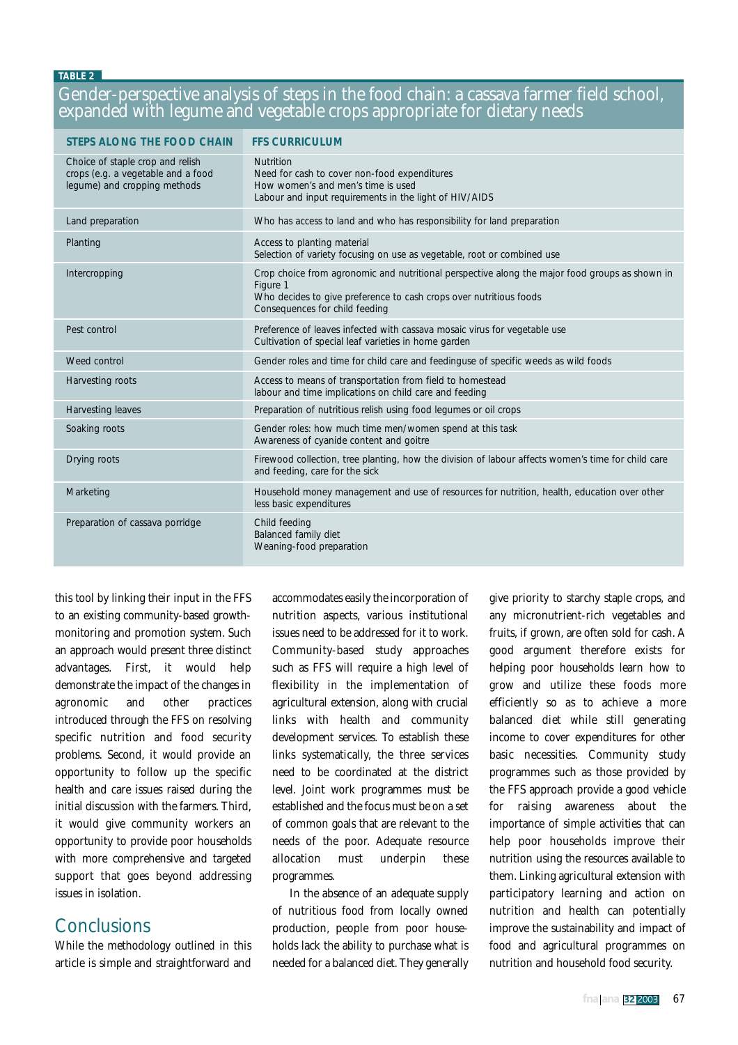**TABLE 2**

**Gender-perspective analysis of steps in the food chain: a cassava farmer field school, expanded with legume and vegetable crops appropriate for dietary needs**

| STEPS ALONG THE FOOD CHAIN | FFS CURRICULUM |
|---|---|
| Choice of staple crop and relish crops (e.g. a vegetable and a food legume) and cropping methods | Nutrition<br>Need for cash to cover non-food expenditures<br>How women's and men's time is used<br>Labour and input requirements in the light of HIV/AIDS |
| Land preparation | Who has access to land and who has responsibility for land preparation |
| Planting | Access to planting material<br>Selection of variety focusing on use as vegetable, root or combined use |
| Intercropping | Crop choice from agronomic and nutritional perspective along the major food groups as shown in Figure 1<br>Who decides to give preference to cash crops over nutritious foods<br>Consequences for child feeding |
| Pest control | Preference of leaves infected with cassava mosaic virus for vegetable use<br>Cultivation of special leaf varieties in home garden |
| Weed control | Gender roles and time for child care and feedinguse of specific weeds as wild foods |
| Harvesting roots | Access to means of transportation from field to homestead<br>labour and time implications on child care and feeding |
| Harvesting leaves | Preparation of nutritious relish using food legumes or oil crops |
| Soaking roots | Gender roles: how much time men/women spend at this task<br>Awareness of cyanide content and goitre |
| Drying roots | Firewood collection, tree planting, how the division of labour affects women's time for child care and feeding, care for the sick |
| Marketing | Household money management and use of resources for nutrition, health, education over other less basic expenditures |
| Preparation of cassava porridge | Child feeding<br>Balanced family diet<br>Weaning-food preparation |

this tool by linking their input in the FFS to an existing community-based growth-monitoring and promotion system. Such an approach would present three distinct advantages. First, it would help demonstrate the impact of the changes in agronomic and other practices introduced through the FFS on resolving specific nutrition and food security problems. Second, it would provide an opportunity to follow up the specific health and care issues raised during the initial discussion with the farmers. Third, it would give community workers an opportunity to provide poor households with more comprehensive and targeted support that goes beyond addressing issues in isolation.

## Conclusions

While the methodology outlined in this article is simple and straightforward and accommodates easily the incorporation of nutrition aspects, various institutional issues need to be addressed for it to work. Community-based study approaches such as FFS will require a high level of flexibility in the implementation of agricultural extension, along with crucial links with health and community development services. To establish these links systematically, the three services need to be coordinated at the district level. Joint work programmes must be established and the focus must be on a set of common goals that are relevant to the needs of the poor. Adequate resource allocation must underpin these programmes.

In the absence of an adequate supply of nutritious food from locally owned production, people from poor households lack the ability to purchase what is needed for a balanced diet. They generally give priority to starchy staple crops, and any micronutrient-rich vegetables and fruits, if grown, are often sold for cash. A good argument therefore exists for helping poor households learn how to grow and utilize these foods more efficiently so as to achieve a more balanced diet while still generating income to cover expenditures for other basic necessities. Community study programmes such as those provided by the FFS approach provide a good vehicle for raising awareness about the importance of simple activities that can help poor households improve their nutrition using the resources available to them. Linking agricultural extension with participatory learning and action on nutrition and health can potentially improve the sustainability and impact of food and agricultural programmes on nutrition and household food security.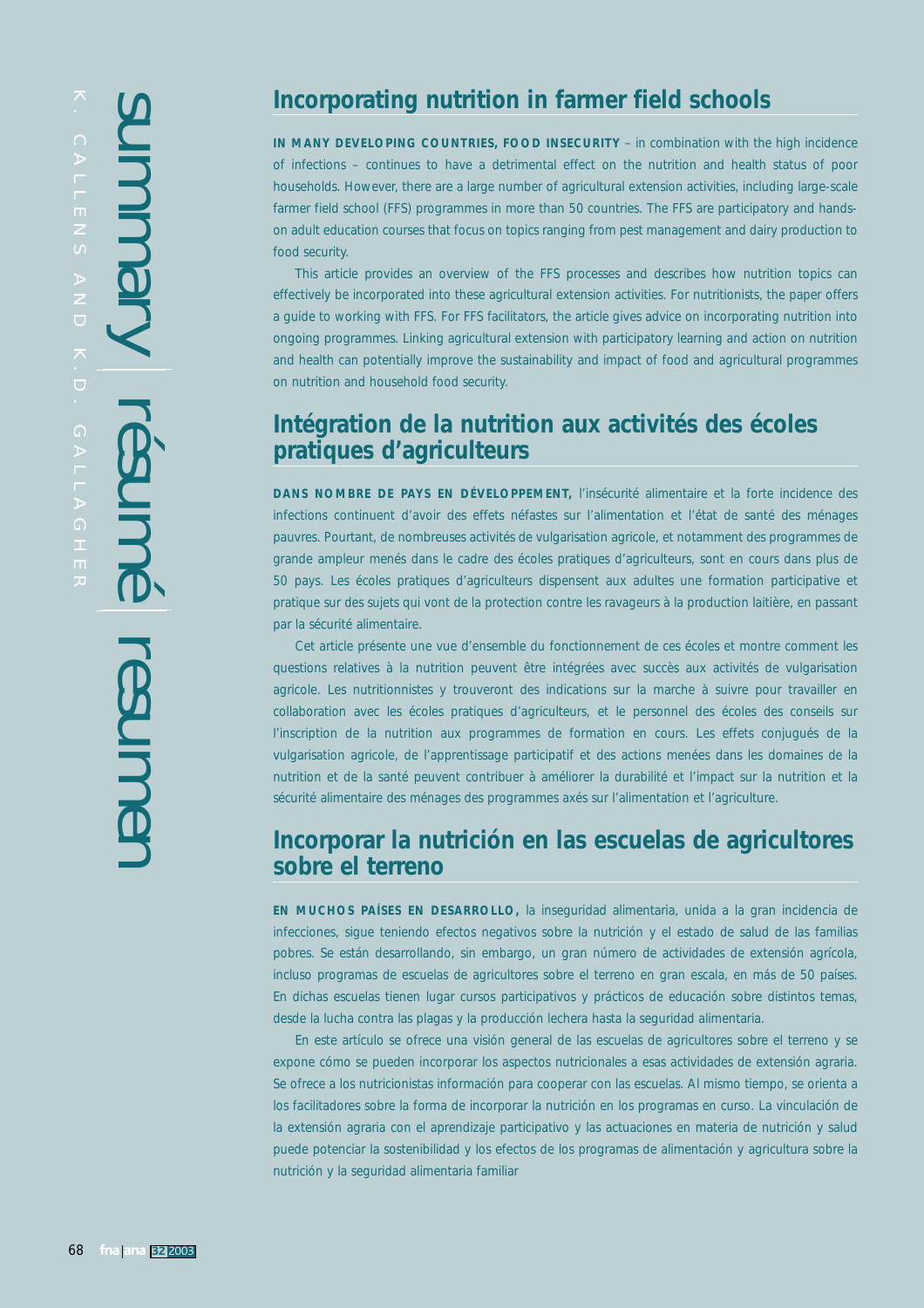summary | résumé | resumen

K. CALLENS AND K.D. GALLAGHER

## Incorporating nutrition in farmer field schools

**IN MANY DEVELOPING COUNTRIES, FOOD INSECURITY** – in combination with the high incidence of infections – continues to have a detrimental effect on the nutrition and health status of poor households. However, there are a large number of agricultural extension activities, including large-scale farmer field school (FFS) programmes in more than 50 countries. The FFS are participatory and hands-on adult education courses that focus on topics ranging from pest management and dairy production to food security.

This article provides an overview of the FFS processes and describes how nutrition topics can effectively be incorporated into these agricultural extension activities. For nutritionists, the paper offers a guide to working with FFS. For FFS facilitators, the article gives advice on incorporating nutrition into ongoing programmes. Linking agricultural extension with participatory learning and action on nutrition and health can potentially improve the sustainability and impact of food and agricultural programmes on nutrition and household food security.

## Intégration de la nutrition aux activités des écoles pratiques d'agriculteurs

**DANS NOMBRE DE PAYS EN DÉVELOPPEMENT,** l'insécurité alimentaire et la forte incidence des infections continuent d'avoir des effets néfastes sur l'alimentation et l'état de santé des ménages pauvres. Pourtant, de nombreuses activités de vulgarisation agricole, et notamment des programmes de grande ampleur menés dans le cadre des écoles pratiques d'agriculteurs, sont en cours dans plus de 50 pays. Les écoles pratiques d'agriculteurs dispensent aux adultes une formation participative et pratique sur des sujets qui vont de la protection contre les ravageurs à la production laitière, en passant par la sécurité alimentaire.

Cet article présente une vue d'ensemble du fonctionnement de ces écoles et montre comment les questions relatives à la nutrition peuvent être intégrées avec succès aux activités de vulgarisation agricole. Les nutritionnistes y trouveront des indications sur la marche à suivre pour travailler en collaboration avec les écoles pratiques d'agriculteurs, et le personnel des écoles des conseils sur l'inscription de la nutrition aux programmes de formation en cours. Les effets conjugués de la vulgarisation agricole, de l'apprentissage participatif et des actions menées dans les domaines de la nutrition et de la santé peuvent contribuer à améliorer la durabilité et l'impact sur la nutrition et la sécurité alimentaire des ménages des programmes axés sur l'alimentation et l'agriculture.

## Incorporar la nutrición en las escuelas de agricultores sobre el terreno

**EN MUCHOS PAÍSES EN DESARROLLO,** la inseguridad alimentaria, unida a la gran incidencia de infecciones, sigue teniendo efectos negativos sobre la nutrición y el estado de salud de las familias pobres. Se están desarrollando, sin embargo, un gran número de actividades de extensión agrícola, incluso programas de escuelas de agricultores sobre el terreno en gran escala, en más de 50 países. En dichas escuelas tienen lugar cursos participativos y prácticos de educación sobre distintos temas, desde la lucha contra las plagas y la producción lechera hasta la seguridad alimentaria.

En este artículo se ofrece una visión general de las escuelas de agricultores sobre el terreno y se expone cómo se pueden incorporar los aspectos nutricionales a esas actividades de extensión agraria. Se ofrece a los nutricionistas información para cooperar con las escuelas. Al mismo tiempo, se orienta a los facilitadores sobre la forma de incorporar la nutrición en los programas en curso. La vinculación de la extensión agraria con el aprendizaje participativo y las actuaciones en materia de nutrición y salud puede potenciar la sostenibilidad y los efectos de los programas de alimentación y agricultura sobre la nutrición y la seguridad alimentaria familiar